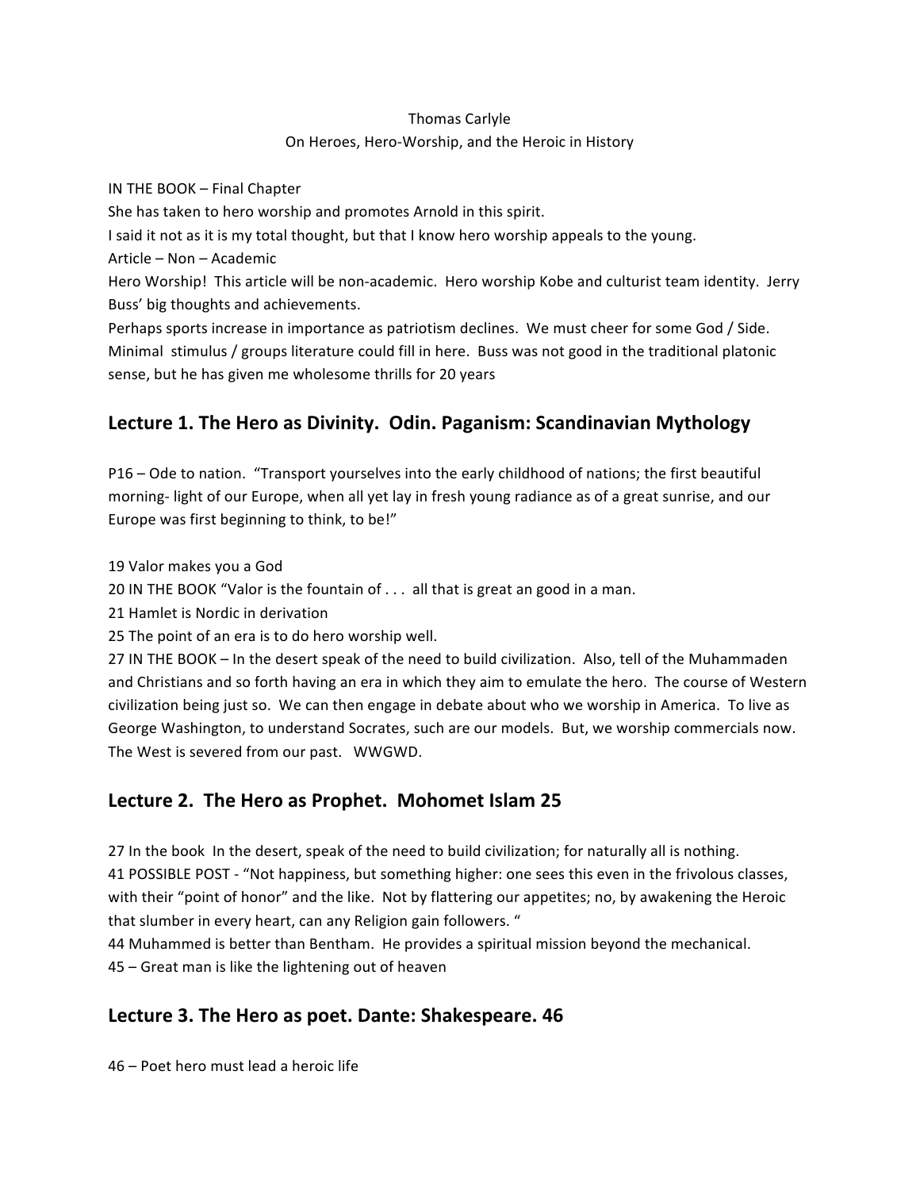Thomas Carlyle
On Heroes, Hero-Worship, and the Heroic in History

IN THE BOOK – Final Chapter
She has taken to hero worship and promotes Arnold in this spirit.
I said it not as it is my total thought, but that I know hero worship appeals to the young.
Article – Non – Academic
Hero Worship! This article will be non-academic. Hero worship Kobe and culturist team identity. Jerry Buss' big thoughts and achievements.
Perhaps sports increase in importance as patriotism declines. We must cheer for some God / Side. Minimal stimulus / groups literature could fill in here. Buss was not good in the traditional platonic sense, but he has given me wholesome thrills for 20 years

## Lecture 1. The Hero as Divinity. Odin. Paganism: Scandinavian Mythology

P16 – Ode to nation. "Transport yourselves into the early childhood of nations; the first beautiful morning- light of our Europe, when all yet lay in fresh young radiance as of a great sunrise, and our Europe was first beginning to think, to be!"

19 Valor makes you a God
20 IN THE BOOK "Valor is the fountain of . . . all that is great an good in a man.
21 Hamlet is Nordic in derivation
25 The point of an era is to do hero worship well.
27 IN THE BOOK – In the desert speak of the need to build civilization. Also, tell of the Muhammaden and Christians and so forth having an era in which they aim to emulate the hero. The course of Western civilization being just so. We can then engage in debate about who we worship in America. To live as George Washington, to understand Socrates, such are our models. But, we worship commercials now. The West is severed from our past. WWGWD.

## Lecture 2. The Hero as Prophet. Mohomet Islam 25

27 In the book In the desert, speak of the need to build civilization; for naturally all is nothing.
41 POSSIBLE POST - "Not happiness, but something higher: one sees this even in the frivolous classes, with their "point of honor" and the like. Not by flattering our appetites; no, by awakening the Heroic that slumber in every heart, can any Religion gain followers. "
44 Muhammed is better than Bentham. He provides a spiritual mission beyond the mechanical.
45 – Great man is like the lightening out of heaven

## Lecture 3. The Hero as poet. Dante: Shakespeare. 46

46 – Poet hero must lead a heroic life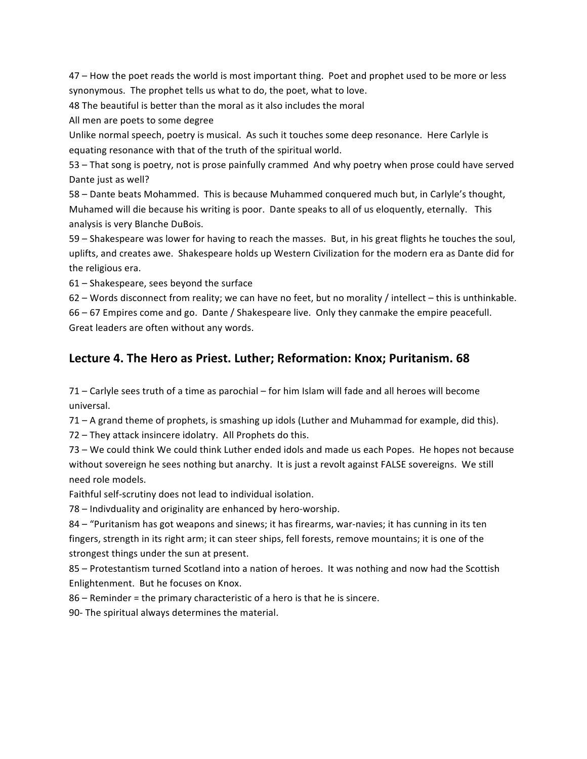47 – How the poet reads the world is most important thing. Poet and prophet used to be more or less synonymous. The prophet tells us what to do, the poet, what to love.

48 The beautiful is better than the moral as it also includes the moral

All men are poets to some degree

Unlike normal speech, poetry is musical. As such it touches some deep resonance. Here Carlyle is equating resonance with that of the truth of the spiritual world.

53 – That song is poetry, not is prose painfully crammed And why poetry when prose could have served Dante just as well?

58 – Dante beats Mohammed. This is because Muhammed conquered much but, in Carlyle's thought, Muhamed will die because his writing is poor. Dante speaks to all of us eloquently, eternally. This analysis is very Blanche DuBois.

59 – Shakespeare was lower for having to reach the masses. But, in his great flights he touches the soul, uplifts, and creates awe. Shakespeare holds up Western Civilization for the modern era as Dante did for the religious era.

61 – Shakespeare, sees beyond the surface

62 – Words disconnect from reality; we can have no feet, but no morality / intellect – this is unthinkable.

66 – 67 Empires come and go. Dante / Shakespeare live. Only they canmake the empire peacefull. Great leaders are often without any words.

## Lecture 4. The Hero as Priest. Luther; Reformation: Knox; Puritanism. 68

71 – Carlyle sees truth of a time as parochial – for him Islam will fade and all heroes will become universal.

71 – A grand theme of prophets, is smashing up idols (Luther and Muhammad for example, did this).

72 – They attack insincere idolatry. All Prophets do this.

73 – We could think We could think Luther ended idols and made us each Popes. He hopes not because without sovereign he sees nothing but anarchy. It is just a revolt against FALSE sovereigns. We still need role models.

Faithful self-scrutiny does not lead to individual isolation.

78 – Indivduality and originality are enhanced by hero-worship.

84 – "Puritanism has got weapons and sinews; it has firearms, war-navies; it has cunning in its ten fingers, strength in its right arm; it can steer ships, fell forests, remove mountains; it is one of the strongest things under the sun at present.

85 – Protestantism turned Scotland into a nation of heroes. It was nothing and now had the Scottish Enlightenment. But he focuses on Knox.

86 – Reminder = the primary characteristic of a hero is that he is sincere.

90- The spiritual always determines the material.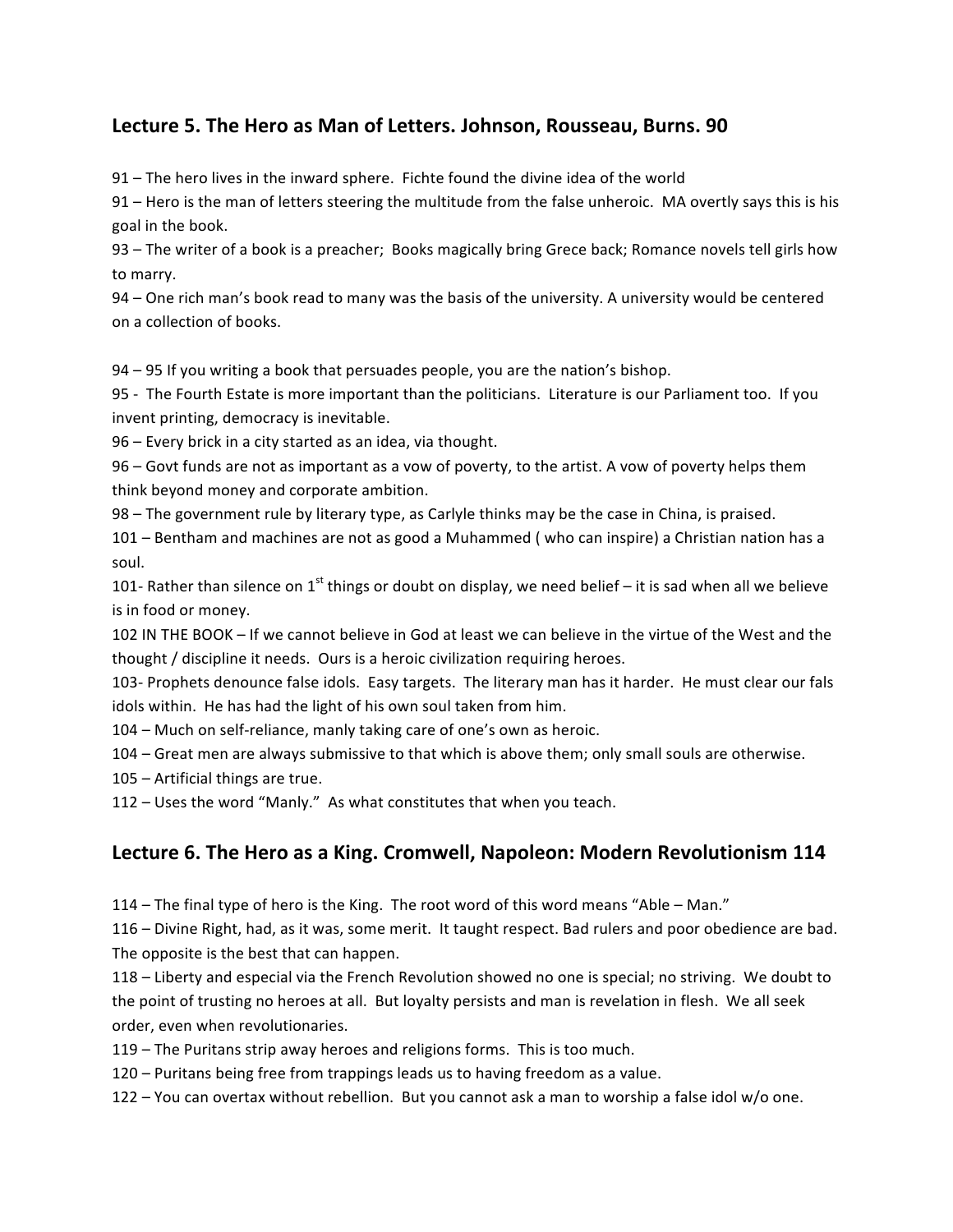## Lecture 5. The Hero as Man of Letters. Johnson, Rousseau, Burns. 90

91 – The hero lives in the inward sphere. Fichte found the divine idea of the world

91 – Hero is the man of letters steering the multitude from the false unheroic. MA overtly says this is his goal in the book.

93 – The writer of a book is a preacher; Books magically bring Grece back; Romance novels tell girls how to marry.

94 – One rich man's book read to many was the basis of the university. A university would be centered on a collection of books.

94 – 95 If you writing a book that persuades people, you are the nation's bishop.

95 - The Fourth Estate is more important than the politicians. Literature is our Parliament too. If you invent printing, democracy is inevitable.

96 – Every brick in a city started as an idea, via thought.

96 – Govt funds are not as important as a vow of poverty, to the artist. A vow of poverty helps them think beyond money and corporate ambition.

98 – The government rule by literary type, as Carlyle thinks may be the case in China, is praised.

101 – Bentham and machines are not as good a Muhammed ( who can inspire) a Christian nation has a soul.

101- Rather than silence on 1st things or doubt on display, we need belief – it is sad when all we believe is in food or money.

102 IN THE BOOK – If we cannot believe in God at least we can believe in the virtue of the West and the thought / discipline it needs. Ours is a heroic civilization requiring heroes.

103- Prophets denounce false idols. Easy targets. The literary man has it harder. He must clear our fals idols within. He has had the light of his own soul taken from him.

104 – Much on self-reliance, manly taking care of one's own as heroic.

104 – Great men are always submissive to that which is above them; only small souls are otherwise.

105 – Artificial things are true.

112 – Uses the word "Manly." As what constitutes that when you teach.

## Lecture 6. The Hero as a King. Cromwell, Napoleon: Modern Revolutionism 114

114 – The final type of hero is the King. The root word of this word means "Able – Man."

116 – Divine Right, had, as it was, some merit. It taught respect. Bad rulers and poor obedience are bad. The opposite is the best that can happen.

118 – Liberty and especial via the French Revolution showed no one is special; no striving. We doubt to the point of trusting no heroes at all. But loyalty persists and man is revelation in flesh. We all seek order, even when revolutionaries.

119 – The Puritans strip away heroes and religions forms. This is too much.

120 – Puritans being free from trappings leads us to having freedom as a value.

122 – You can overtax without rebellion. But you cannot ask a man to worship a false idol w/o one.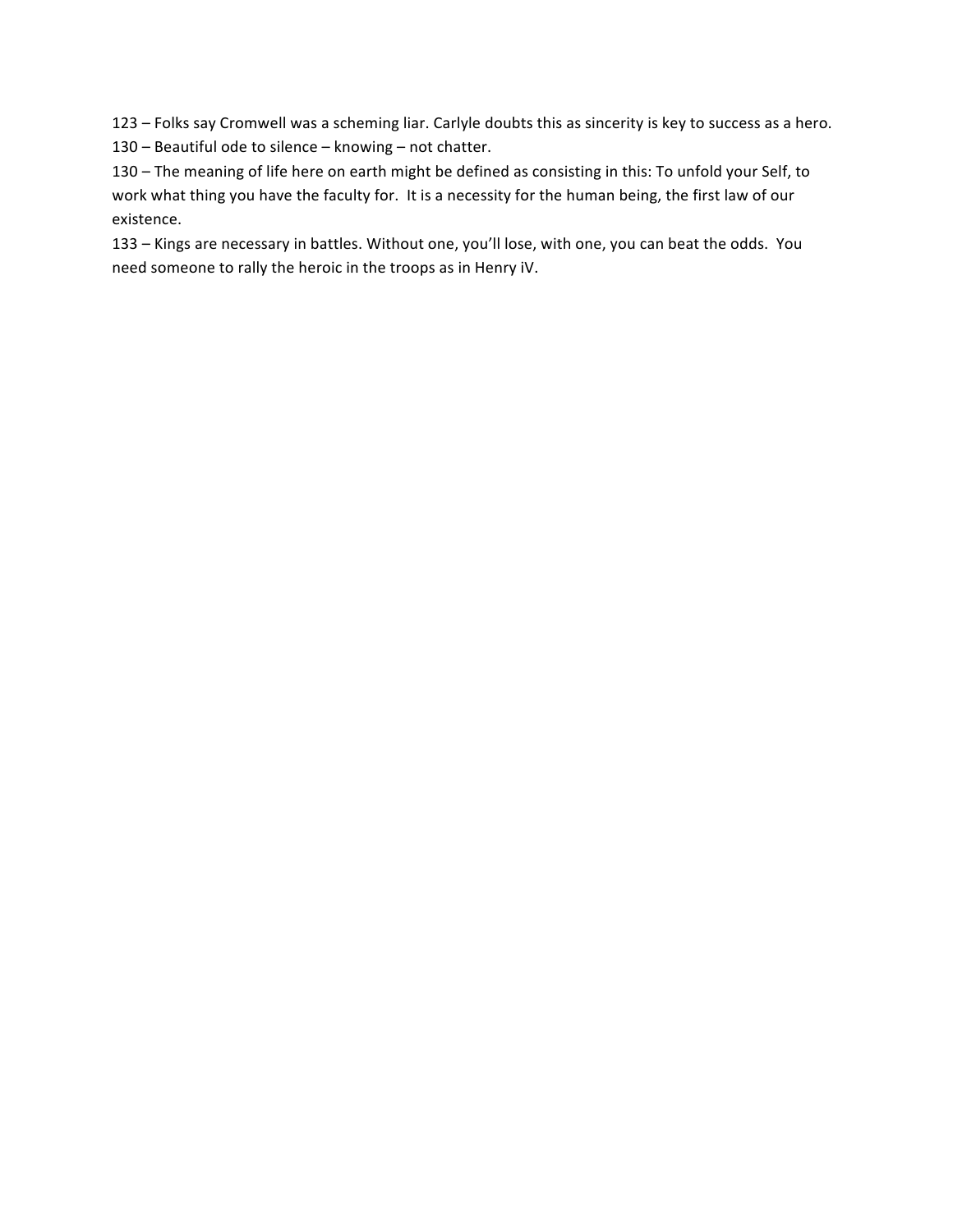123 – Folks say Cromwell was a scheming liar. Carlyle doubts this as sincerity is key to success as a hero.

130 – Beautiful ode to silence – knowing – not chatter.

130 – The meaning of life here on earth might be defined as consisting in this: To unfold your Self, to work what thing you have the faculty for. It is a necessity for the human being, the first law of our existence.

133 – Kings are necessary in battles. Without one, you'll lose, with one, you can beat the odds. You need someone to rally the heroic in the troops as in Henry iV.